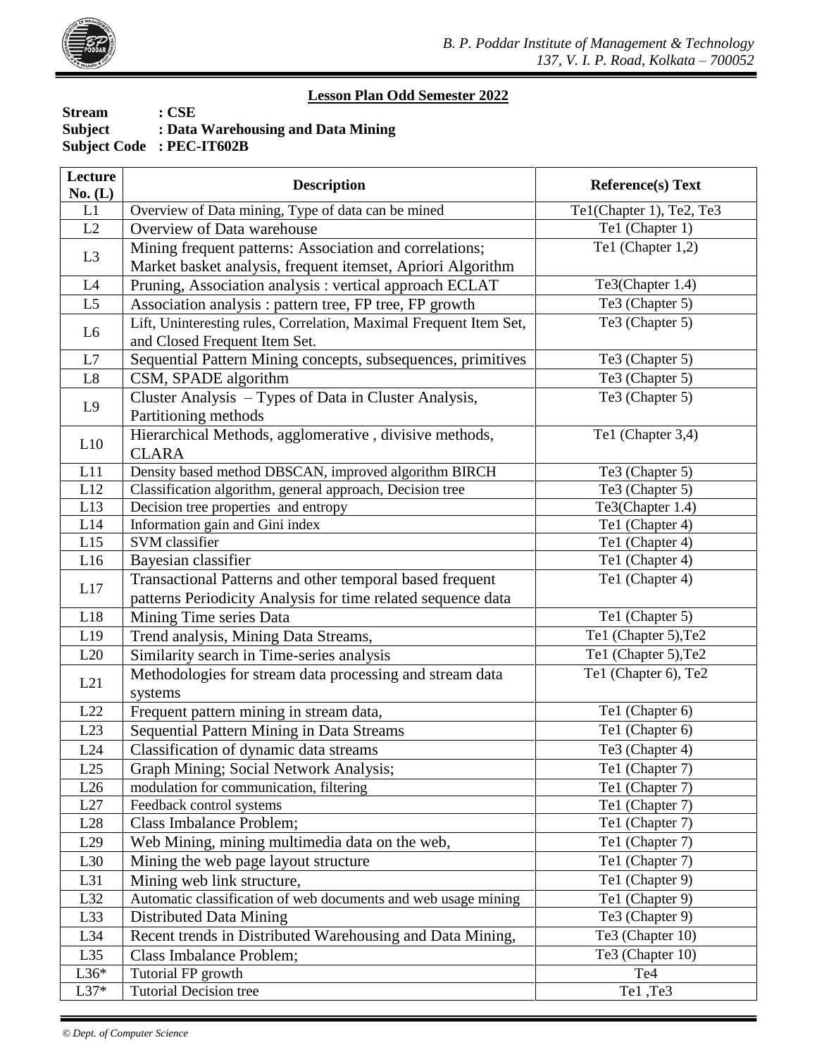B. P. Poddar Institute of Management & Technology
137, V. I. P. Road, Kolkata – 700052

## Lesson Plan Odd Semester 2022

**Stream : CSE**
**Subject : Data Warehousing and Data Mining**
**Subject Code : PEC-IT602B**

| Lecture No. (L) | Description | Reference(s) Text |
|---|---|---|
| L1 | Overview of Data mining, Type of data can be mined | Te1(Chapter 1), Te2, Te3 |
| L2 | Overview of Data warehouse | Te1 (Chapter 1) |
| L3 | Mining frequent patterns: Association and correlations; Market basket analysis, frequent itemset, Apriori Algorithm | Te1 (Chapter 1,2) |
| L4 | Pruning, Association analysis : vertical approach ECLAT | Te3(Chapter 1.4) |
| L5 | Association analysis : pattern tree, FP tree, FP growth | Te3 (Chapter 5) |
| L6 | Lift, Uninteresting rules, Correlation, Maximal Frequent Item Set, and Closed Frequent Item Set. | Te3 (Chapter 5) |
| L7 | Sequential Pattern Mining concepts, subsequences, primitives | Te3 (Chapter 5) |
| L8 | CSM, SPADE algorithm | Te3 (Chapter 5) |
| L9 | Cluster Analysis – Types of Data in Cluster Analysis, Partitioning methods | Te3 (Chapter 5) |
| L10 | Hierarchical Methods, agglomerative , divisive methods, CLARA | Te1 (Chapter 3,4) |
| L11 | Density based method DBSCAN, improved algorithm BIRCH | Te3 (Chapter 5) |
| L12 | Classification algorithm, general approach, Decision tree | Te3 (Chapter 5) |
| L13 | Decision tree properties and entropy | Te3(Chapter 1.4) |
| L14 | Information gain and Gini index | Te1 (Chapter 4) |
| L15 | SVM classifier | Te1 (Chapter 4) |
| L16 | Bayesian classifier | Te1 (Chapter 4) |
| L17 | Transactional Patterns and other temporal based frequent patterns Periodicity Analysis for time related sequence data | Te1 (Chapter 4) |
| L18 | Mining Time series Data | Te1 (Chapter 5) |
| L19 | Trend analysis, Mining Data Streams, | Te1 (Chapter 5),Te2 |
| L20 | Similarity search in Time-series analysis | Te1 (Chapter 5),Te2 |
| L21 | Methodologies for stream data processing and stream data systems | Te1 (Chapter 6), Te2 |
| L22 | Frequent pattern mining in stream data, | Te1 (Chapter 6) |
| L23 | Sequential Pattern Mining in Data Streams | Te1 (Chapter 6) |
| L24 | Classification of dynamic data streams | Te3 (Chapter 4) |
| L25 | Graph Mining; Social Network Analysis; | Te1 (Chapter 7) |
| L26 | modulation for communication, filtering | Te1 (Chapter 7) |
| L27 | Feedback control systems | Te1 (Chapter 7) |
| L28 | Class Imbalance Problem; | Te1 (Chapter 7) |
| L29 | Web Mining, mining multimedia data on the web, | Te1 (Chapter 7) |
| L30 | Mining the web page layout structure | Te1 (Chapter 7) |
| L31 | Mining web link structure, | Te1 (Chapter 9) |
| L32 | Automatic classification of web documents and web usage mining | Te1 (Chapter 9) |
| L33 | Distributed Data Mining | Te3 (Chapter 9) |
| L34 | Recent trends in Distributed Warehousing and Data Mining, | Te3 (Chapter 10) |
| L35 | Class Imbalance Problem; | Te3 (Chapter 10) |
| L36* | Tutorial FP growth | Te4 |
| L37* | Tutorial Decision tree | Te1 ,Te3 |

*© Dept. of Computer Science*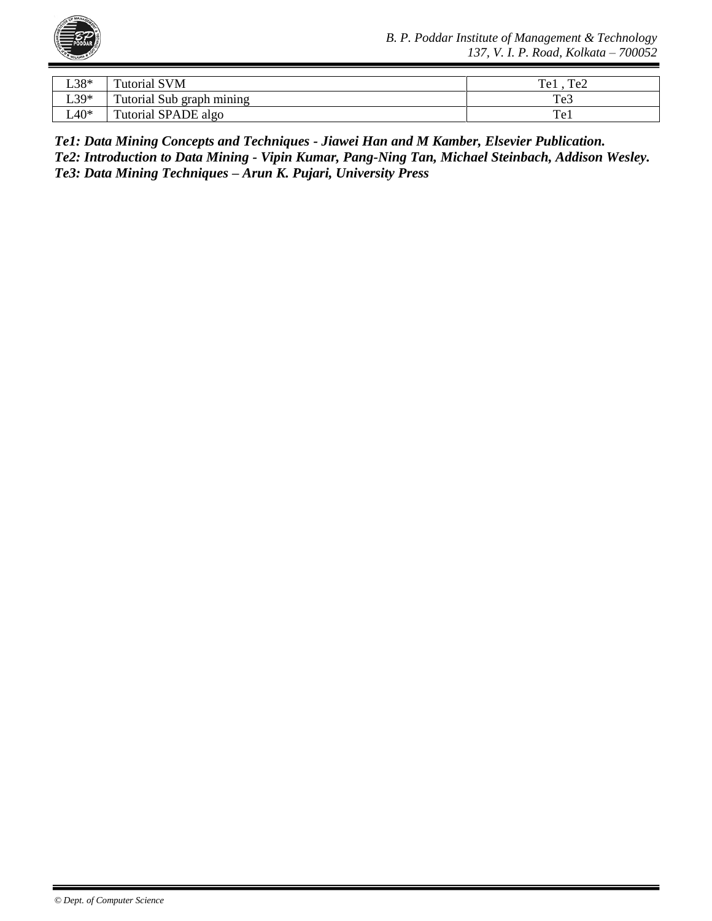| | | |
|---|---|---|
| L38* | Tutorial SVM | Te1 , Te2 |
| L39* | Tutorial Sub graph mining | Te3 |
| L40* | Tutorial SPADE algo | Te1 |

***Te1: Data Mining Concepts and Techniques - Jiawei Han and M Kamber, Elsevier Publication.***
***Te2: Introduction to Data Mining - Vipin Kumar, Pang-Ning Tan, Michael Steinbach, Addison Wesley.***
***Te3: Data Mining Techniques – Arun K. Pujari, University Press***